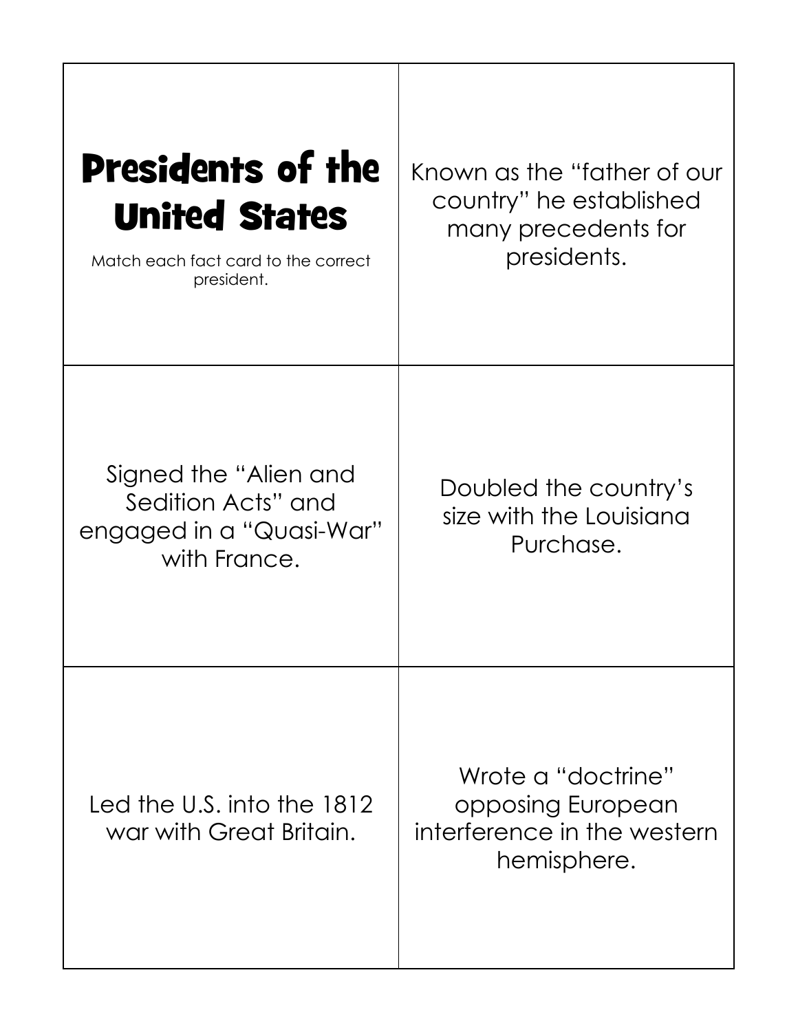# Presidents of the United States

Match each fact card to the correct president.

| | |
|---|---|
| Known as the "father of our country" he established many precedents for presidents. | |
| Signed the "Alien and Sedition Acts" and engaged in a "Quasi-War" with France. | Doubled the country's size with the Louisiana Purchase. |
| Led the U.S. into the 1812 war with Great Britain. | Wrote a "doctrine" opposing European interference in the western hemisphere. |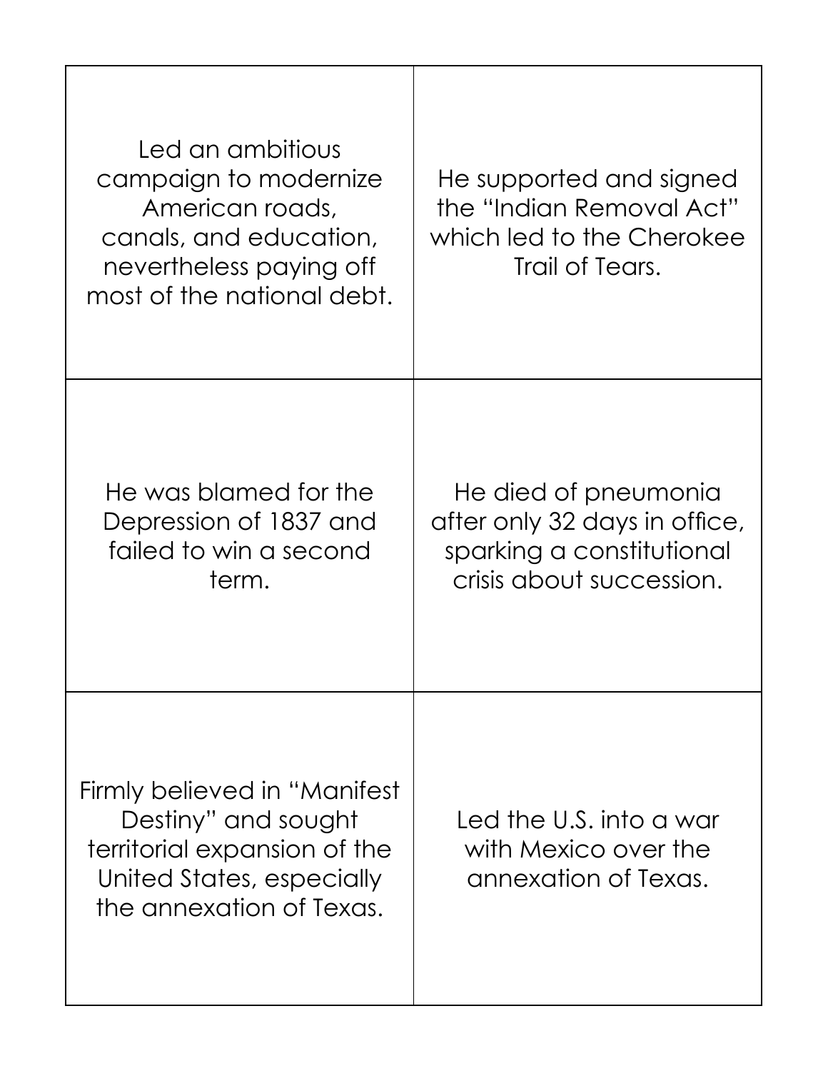| | |
|---|---|
| Led an ambitious campaign to modernize American roads, canals, and education, nevertheless paying off most of the national debt. | He supported and signed the "Indian Removal Act" which led to the Cherokee Trail of Tears. |
| He was blamed for the Depression of 1837 and failed to win a second term. | He died of pneumonia after only 32 days in office, sparking a constitutional crisis about succession. |
| Firmly believed in "Manifest Destiny" and sought territorial expansion of the United States, especially the annexation of Texas. | Led the U.S. into a war with Mexico over the annexation of Texas. |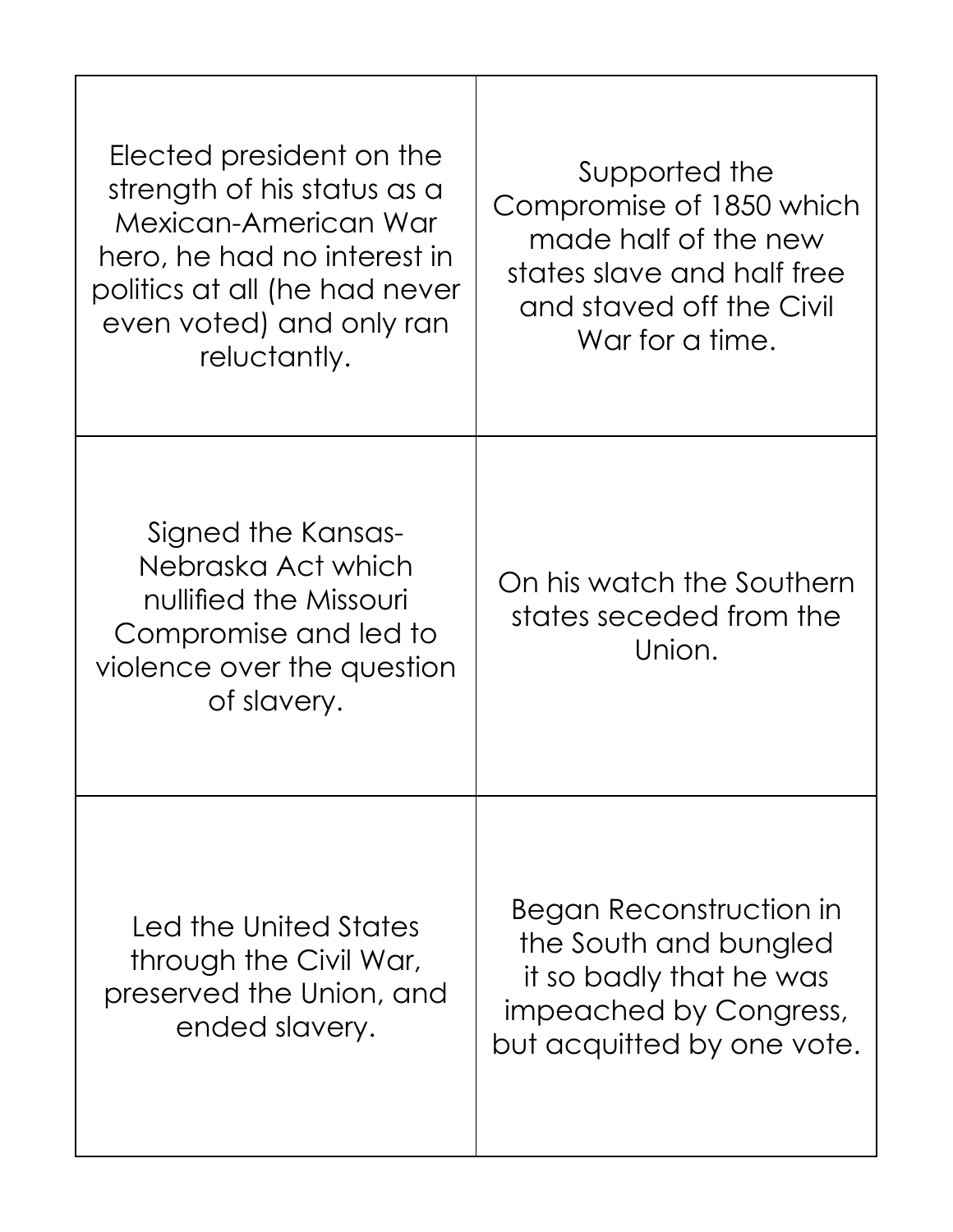| | |
|---|---|
| Elected president on the strength of his status as a Mexican-American War hero, he had no interest in politics at all (he had never even voted) and only ran reluctantly. | Supported the Compromise of 1850 which made half of the new states slave and half free and staved off the Civil War for a time. |
| Signed the Kansas-Nebraska Act which nullified the Missouri Compromise and led to violence over the question of slavery. | On his watch the Southern states seceded from the Union. |
| Led the United States through the Civil War, preserved the Union, and ended slavery. | Began Reconstruction in the South and bungled it so badly that he was impeached by Congress, but acquitted by one vote. |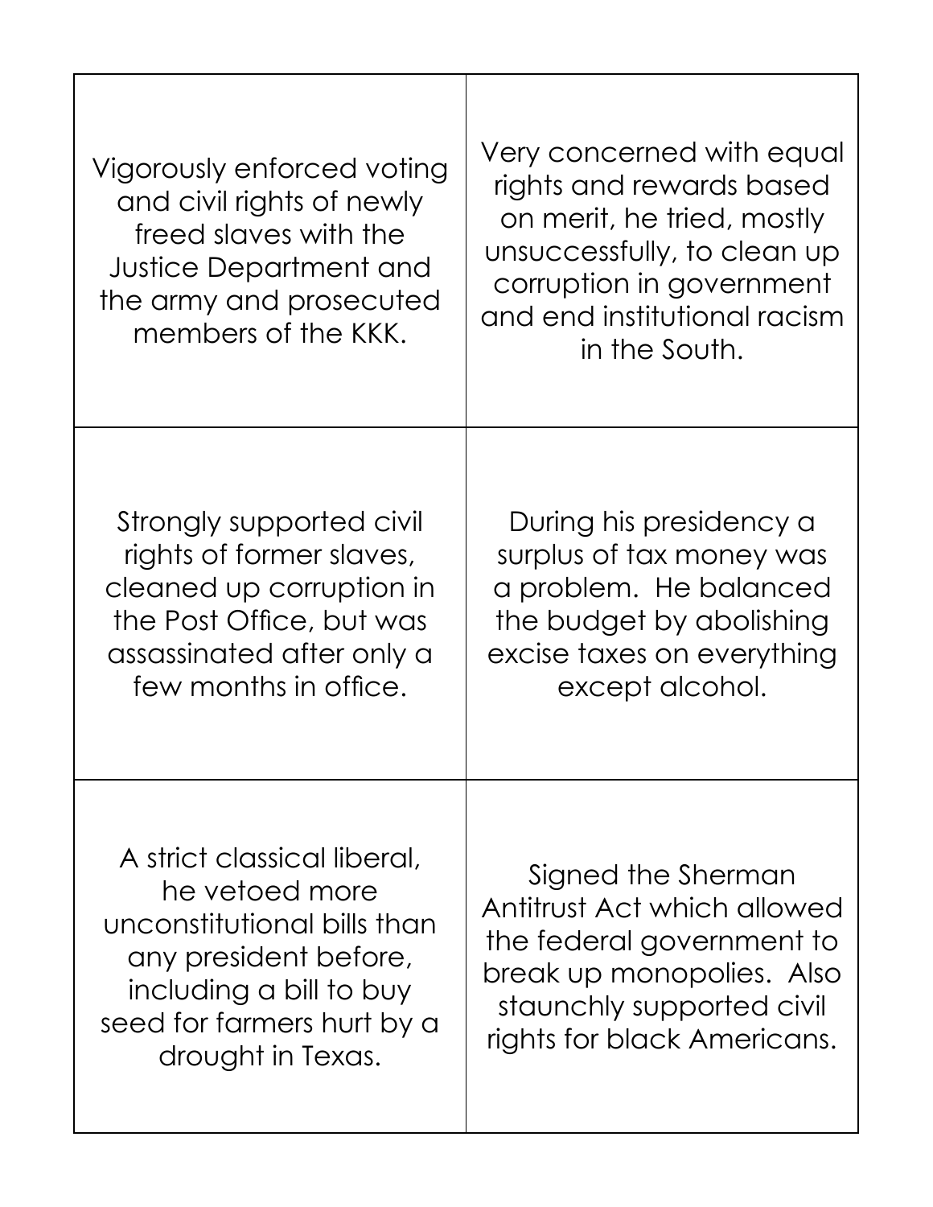| | |
|---|---|
| Vigorously enforced voting and civil rights of newly freed slaves with the Justice Department and the army and prosecuted members of the KKK. | Very concerned with equal rights and rewards based on merit, he tried, mostly unsuccessfully, to clean up corruption in government and end institutional racism in the South. |
| Strongly supported civil rights of former slaves, cleaned up corruption in the Post Office, but was assassinated after only a few months in office. | During his presidency a surplus of tax money was a problem. He balanced the budget by abolishing excise taxes on everything except alcohol. |
| A strict classical liberal, he vetoed more unconstitutional bills than any president before, including a bill to buy seed for farmers hurt by a drought in Texas. | Signed the Sherman Antitrust Act which allowed the federal government to break up monopolies. Also staunchly supported civil rights for black Americans. |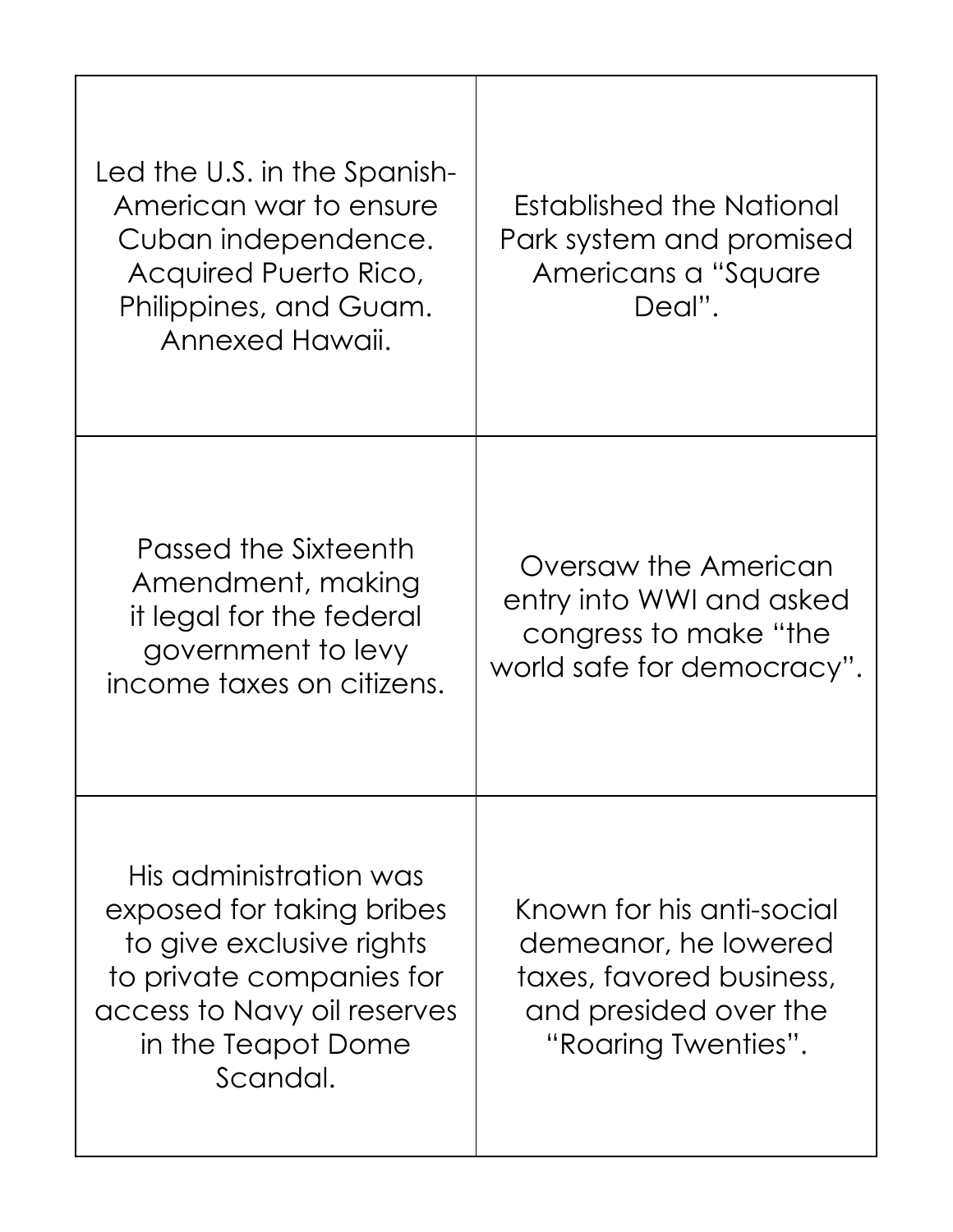| | |
|---|---|
| Led the U.S. in the Spanish-American war to ensure Cuban independence. Acquired Puerto Rico, Philippines, and Guam. Annexed Hawaii. | Established the National Park system and promised Americans a "Square Deal". |
| Passed the Sixteenth Amendment, making it legal for the federal government to levy income taxes on citizens. | Oversaw the American entry into WWI and asked congress to make "the world safe for democracy". |
| His administration was exposed for taking bribes to give exclusive rights to private companies for access to Navy oil reserves in the Teapot Dome Scandal. | Known for his anti-social demeanor, he lowered taxes, favored business, and presided over the "Roaring Twenties". |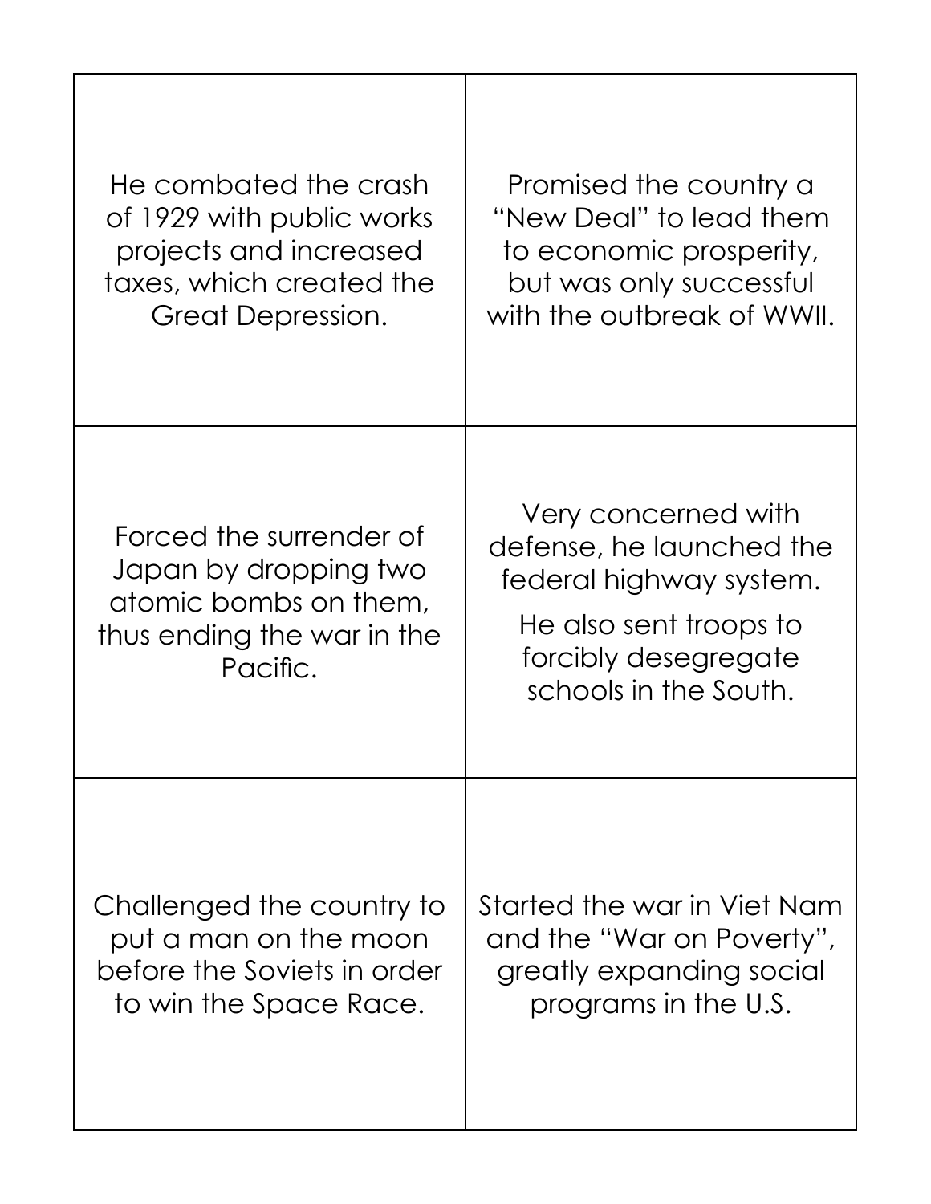|  |  |
| --- | --- |
| He combated the crash of 1929 with public works projects and increased taxes, which created the Great Depression. | Promised the country a "New Deal" to lead them to economic prosperity, but was only successful with the outbreak of WWII. |
| Forced the surrender of Japan by dropping two atomic bombs on them, thus ending the war in the Pacific. | Very concerned with defense, he launched the federal highway system. He also sent troops to forcibly desegregate schools in the South. |
| Challenged the country to put a man on the moon before the Soviets in order to win the Space Race. | Started the war in Viet Nam and the "War on Poverty", greatly expanding social programs in the U.S. |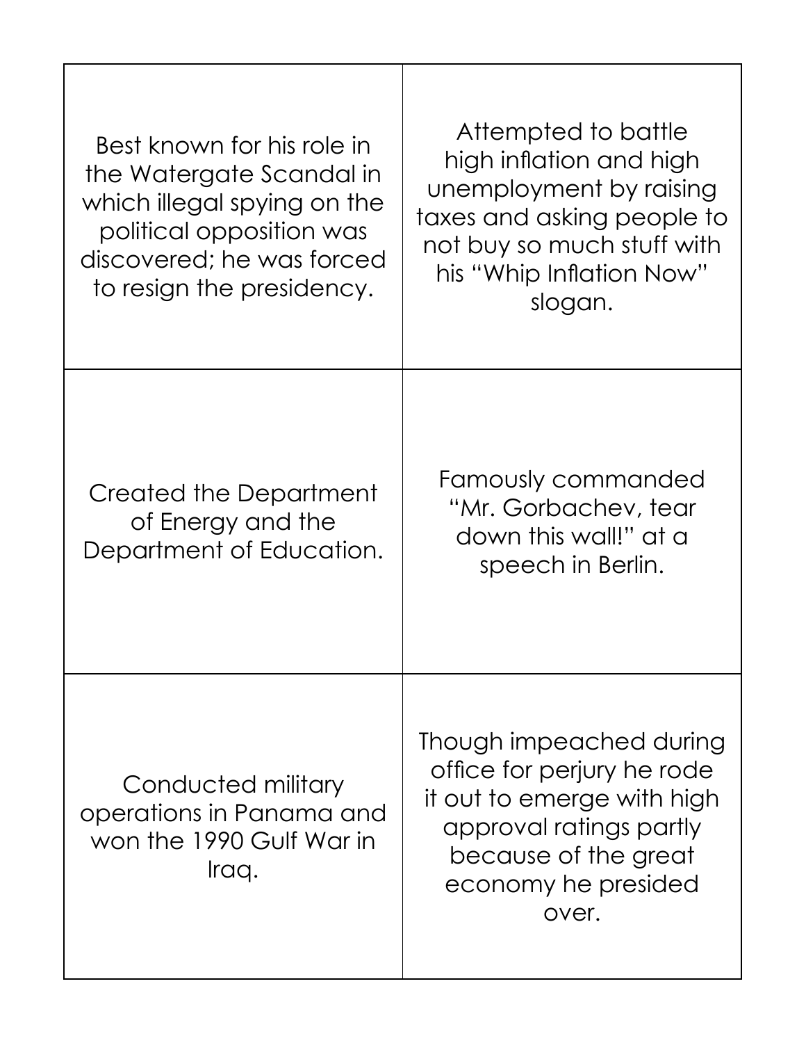| | |
|---|---|
| Best known for his role in the Watergate Scandal in which illegal spying on the political opposition was discovered; he was forced to resign the presidency. | Attempted to battle high inflation and high unemployment by raising taxes and asking people to not buy so much stuff with his "Whip Inflation Now" slogan. |
| Created the Department of Energy and the Department of Education. | Famously commanded "Mr. Gorbachev, tear down this wall!" at a speech in Berlin. |
| Conducted military operations in Panama and won the 1990 Gulf War in Iraq. | Though impeached during office for perjury he rode it out to emerge with high approval ratings partly because of the great economy he presided over. |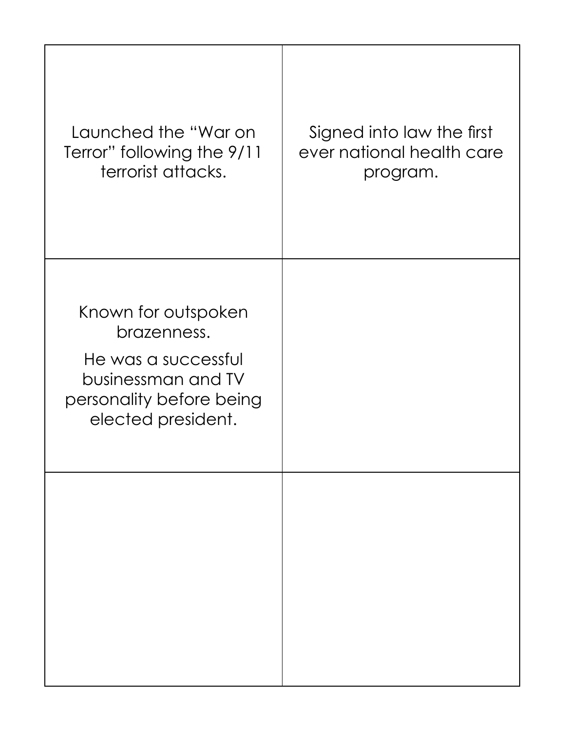| | |
|---|---|
| Launched the "War on Terror" following the 9/11 terrorist attacks. | Signed into law the first ever national health care program. |
| Known for outspoken brazenness. He was a successful businessman and TV personality before being elected president. | |
| | |